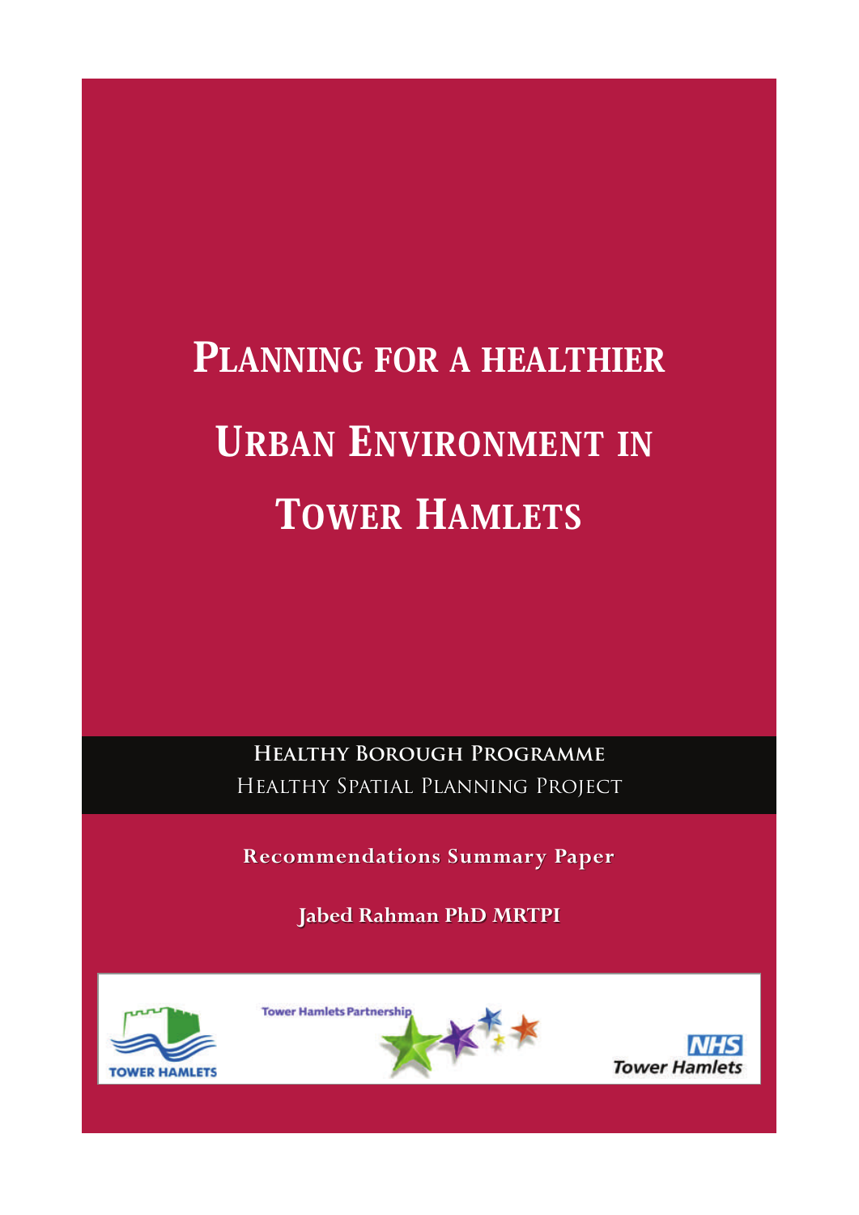# Planning for a healthier Urban Environment in Tower Hamlets

## Healthy Borough Programme

Healthy Spatial Planning Project

**Recommendations Summary Paper**

**Jabed Rahman PhD MRTPI**

TOWER HAMLETS

Tower Hamlets Partnership

NHS Tower Hamlets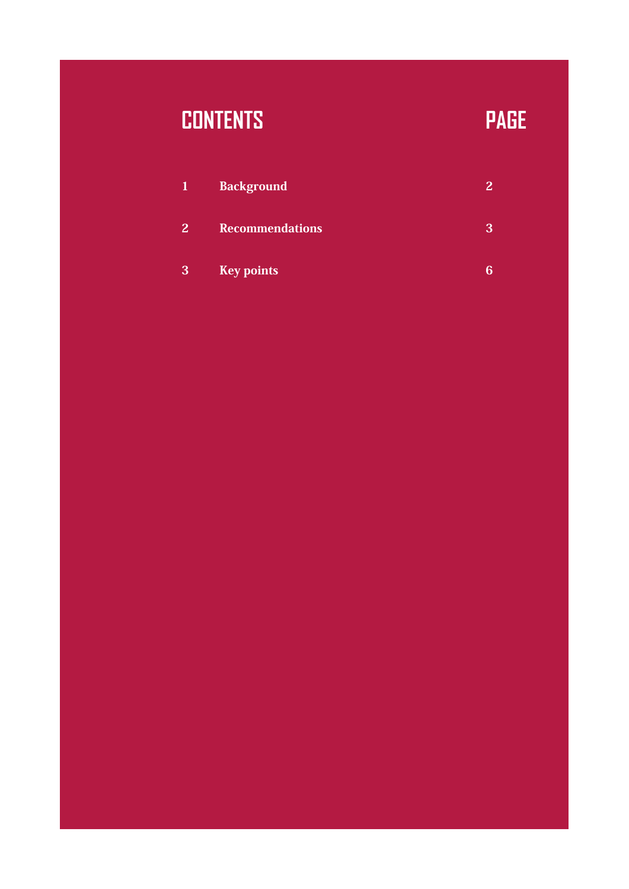# CONTENTS

| | CONTENTS | PAGE |
|---|---|---|
| 1 | **Background** | 2 |
| 2 | **Recommendations** | 3 |
| 3 | **Key points** | 6 |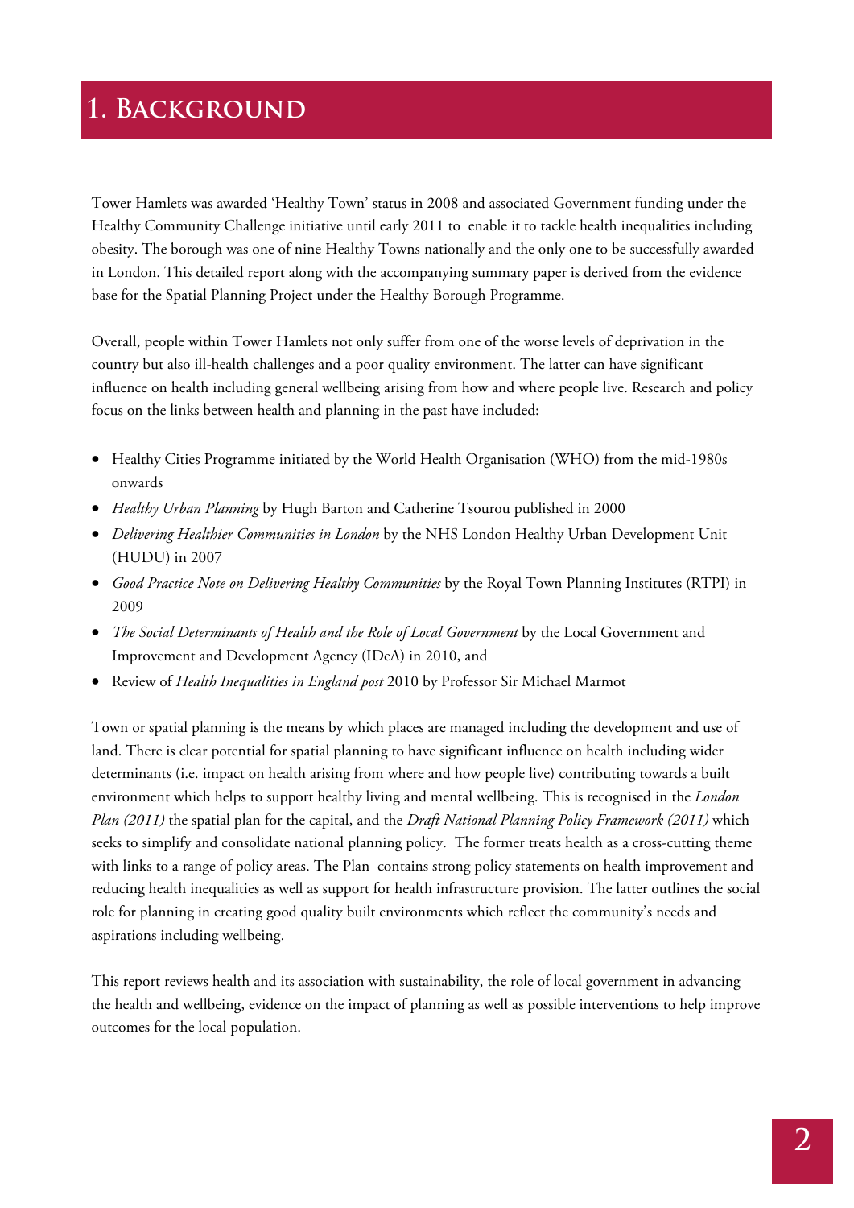# 1. Background

Tower Hamlets was awarded 'Healthy Town' status in 2008 and associated Government funding under the Healthy Community Challenge initiative until early 2011 to enable it to tackle health inequalities including obesity. The borough was one of nine Healthy Towns nationally and the only one to be successfully awarded in London. This detailed report along with the accompanying summary paper is derived from the evidence base for the Spatial Planning Project under the Healthy Borough Programme.

Overall, people within Tower Hamlets not only suffer from one of the worse levels of deprivation in the country but also ill-health challenges and a poor quality environment. The latter can have significant influence on health including general wellbeing arising from how and where people live. Research and policy focus on the links between health and planning in the past have included:

- Healthy Cities Programme initiated by the World Health Organisation (WHO) from the mid-1980s onwards
- *Healthy Urban Planning* by Hugh Barton and Catherine Tsourou published in 2000
- *Delivering Healthier Communities in London* by the NHS London Healthy Urban Development Unit (HUDU) in 2007
- *Good Practice Note on Delivering Healthy Communities* by the Royal Town Planning Institutes (RTPI) in 2009
- *The Social Determinants of Health and the Role of Local Government* by the Local Government and Improvement and Development Agency (IDeA) in 2010, and
- Review of *Health Inequalities in England post* 2010 by Professor Sir Michael Marmot

Town or spatial planning is the means by which places are managed including the development and use of land. There is clear potential for spatial planning to have significant influence on health including wider determinants (i.e. impact on health arising from where and how people live) contributing towards a built environment which helps to support healthy living and mental wellbeing. This is recognised in the *London Plan (2011)* the spatial plan for the capital, and the *Draft National Planning Policy Framework (2011)* which seeks to simplify and consolidate national planning policy. The former treats health as a cross-cutting theme with links to a range of policy areas. The Plan contains strong policy statements on health improvement and reducing health inequalities as well as support for health infrastructure provision. The latter outlines the social role for planning in creating good quality built environments which reflect the community's needs and aspirations including wellbeing.

This report reviews health and its association with sustainability, the role of local government in advancing the health and wellbeing, evidence on the impact of planning as well as possible interventions to help improve outcomes for the local population.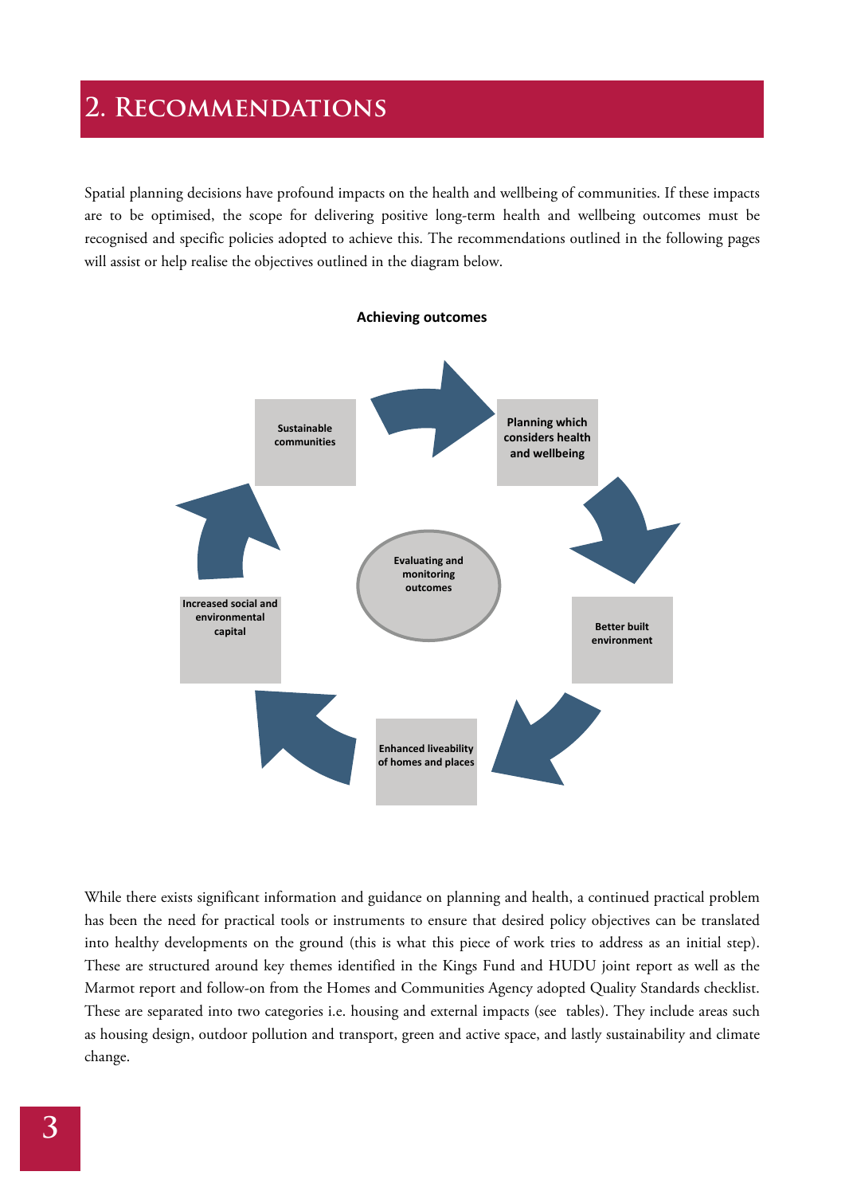## 2. Recommendations

Spatial planning decisions have profound impacts on the health and wellbeing of communities. If these impacts are to be optimised, the scope for delivering positive long-term health and wellbeing outcomes must be recognised and specific policies adopted to achieve this. The recommendations outlined in the following pages will assist or help realise the objectives outlined in the diagram below.

**Achieving outcomes**

- Planning which considers health and wellbeing
- Better built environment
- Enhanced liveability of homes and places
- Increased social and environmental capital
- Sustainable communities

Evaluating and monitoring outcomes

While there exists significant information and guidance on planning and health, a continued practical problem has been the need for practical tools or instruments to ensure that desired policy objectives can be translated into healthy developments on the ground (this is what this piece of work tries to address as an initial step). These are structured around key themes identified in the Kings Fund and HUDU joint report as well as the Marmot report and follow-on from the Homes and Communities Agency adopted Quality Standards checklist. These are separated into two categories i.e. housing and external impacts (see tables). They include areas such as housing design, outdoor pollution and transport, green and active space, and lastly sustainability and climate change.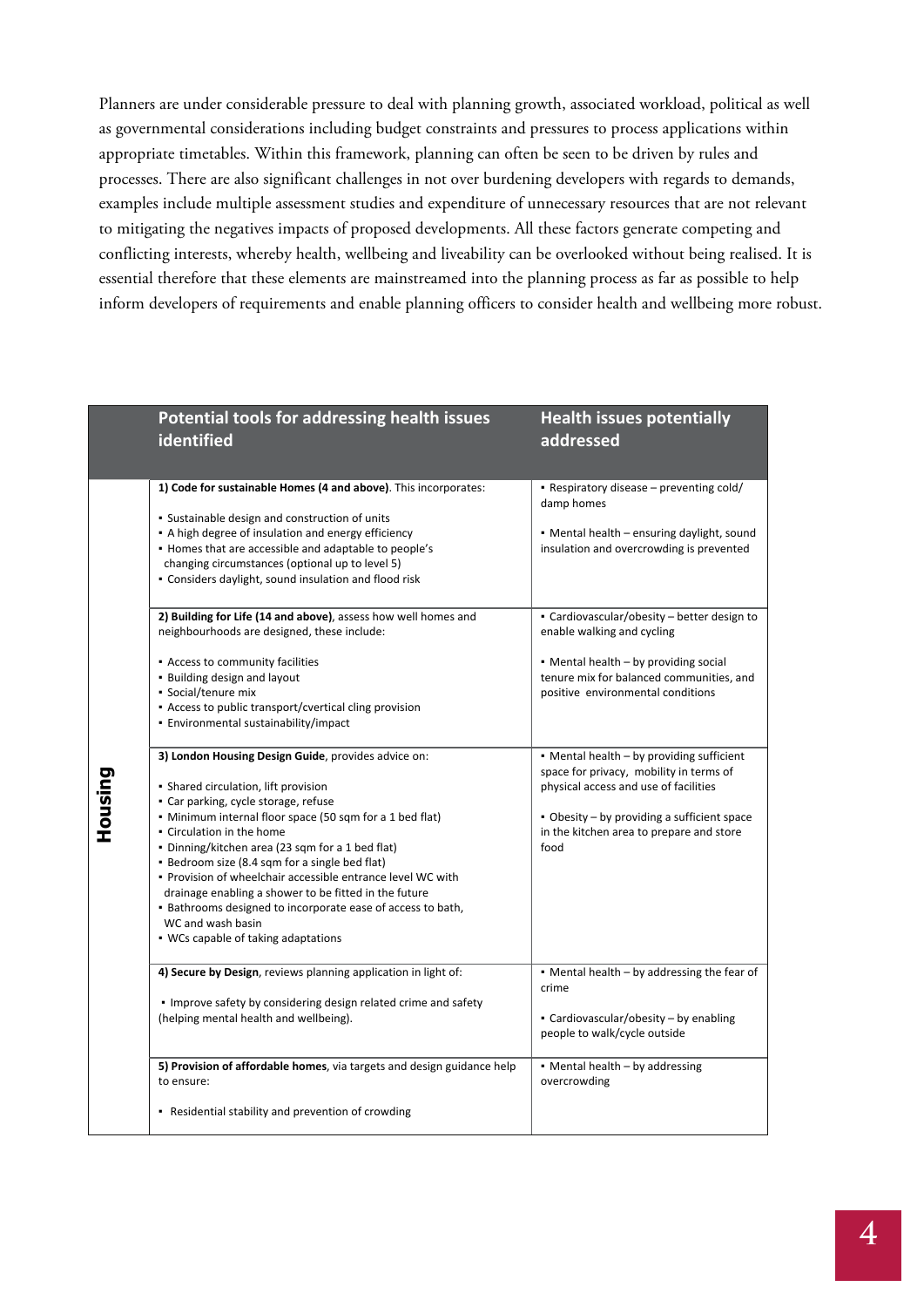Planners are under considerable pressure to deal with planning growth, associated workload, political as well as governmental considerations including budget constraints and pressures to process applications within appropriate timetables. Within this framework, planning can often be seen to be driven by rules and processes. There are also significant challenges in not over burdening developers with regards to demands, examples include multiple assessment studies and expenditure of unnecessary resources that are not relevant to mitigating the negatives impacts of proposed developments. All these factors generate competing and conflicting interests, whereby health, wellbeing and liveability can be overlooked without being realised. It is essential therefore that these elements are mainstreamed into the planning process as far as possible to help inform developers of requirements and enable planning officers to consider health and wellbeing more robust.

| | Potential tools for addressing health issues identified | Health issues potentially addressed |
|---|---|---|
| **Housing** | **1) Code for sustainable Homes (4 and above)**. This incorporates:<br><br>▪ Sustainable design and construction of units<br>▪ A high degree of insulation and energy efficiency<br>▪ Homes that are accessible and adaptable to people's changing circumstances (optional up to level 5)<br>▪ Considers daylight, sound insulation and flood risk | ▪ Respiratory disease – preventing cold/ damp homes<br><br>▪ Mental health – ensuring daylight, sound insulation and overcrowding is prevented |
| | **2) Building for Life (14 and above)**, assess how well homes and neighbourhoods are designed, these include:<br><br>▪ Access to community facilities<br>▪ Building design and layout<br>▪ Social/tenure mix<br>▪ Access to public transport/cvertical cling provision<br>▪ Environmental sustainability/impact | ▪ Cardiovascular/obesity – better design to enable walking and cycling<br><br>▪ Mental health – by providing social tenure mix for balanced communities, and positive environmental conditions |
| | **3) London Housing Design Guide**, provides advice on:<br><br>▪ Shared circulation, lift provision<br>▪ Car parking, cycle storage, refuse<br>▪ Minimum internal floor space (50 sqm for a 1 bed flat)<br>▪ Circulation in the home<br>▪ Dinning/kitchen area (23 sqm for a 1 bed flat)<br>▪ Bedroom size (8.4 sqm for a single bed flat)<br>▪ Provision of wheelchair accessible entrance level WC with drainage enabling a shower to be fitted in the future<br>▪ Bathrooms designed to incorporate ease of access to bath, WC and wash basin<br>▪ WCs capable of taking adaptations | ▪ Mental health – by providing sufficient space for privacy, mobility in terms of physical access and use of facilities<br><br>▪ Obesity – by providing a sufficient space in the kitchen area to prepare and store food |
| | **4) Secure by Design**, reviews planning application in light of:<br><br>▪ Improve safety by considering design related crime and safety (helping mental health and wellbeing). | ▪ Mental health – by addressing the fear of crime<br><br>▪ Cardiovascular/obesity – by enabling people to walk/cycle outside |
| | **5) Provision of affordable homes**, via targets and design guidance help to ensure:<br><br>▪ Residential stability and prevention of crowding | ▪ Mental health – by addressing overcrowding |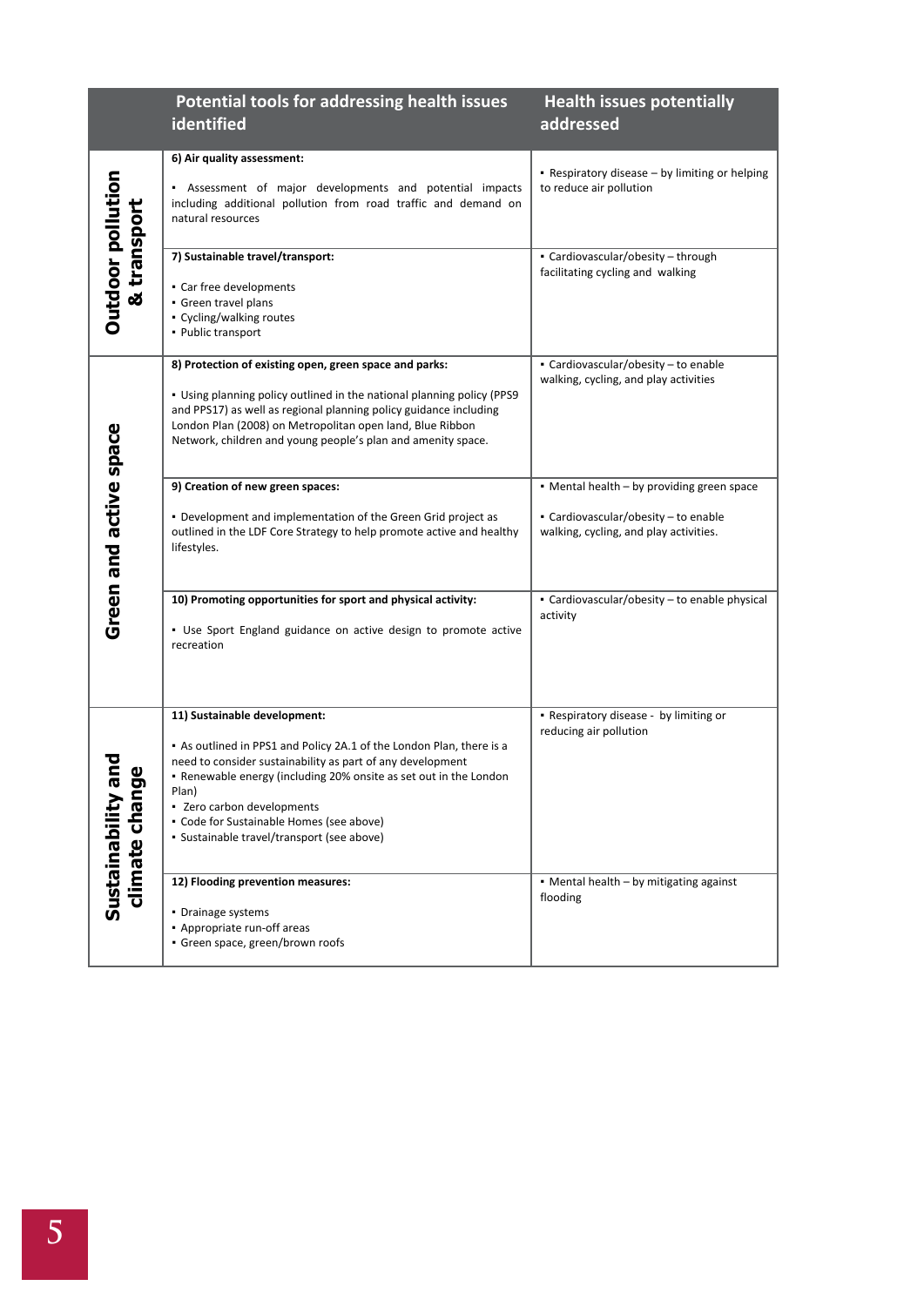| | Potential tools for addressing health issues identified | Health issues potentially addressed |
|---|---|---|
| **Outdoor pollution & transport** | **6) Air quality assessment:**<br><br>• Assessment of major developments and potential impacts including additional pollution from road traffic and demand on natural resources | • Respiratory disease – by limiting or helping to reduce air pollution |
| | **7) Sustainable travel/transport:**<br><br>• Car free developments<br>• Green travel plans<br>• Cycling/walking routes<br>• Public transport | • Cardiovascular/obesity – through facilitating cycling and walking |
| **Green and active space** | **8) Protection of existing open, green space and parks:**<br><br>• Using planning policy outlined in the national planning policy (PPS9 and PPS17) as well as regional planning policy guidance including London Plan (2008) on Metropolitan open land, Blue Ribbon Network, children and young people's plan and amenity space. | • Cardiovascular/obesity – to enable walking, cycling, and play activities |
| | **9) Creation of new green spaces:**<br><br>• Development and implementation of the Green Grid project as outlined in the LDF Core Strategy to help promote active and healthy lifestyles. | • Mental health – by providing green space<br><br>• Cardiovascular/obesity – to enable walking, cycling, and play activities. |
| | **10) Promoting opportunities for sport and physical activity:**<br><br>• Use Sport England guidance on active design to promote active recreation | • Cardiovascular/obesity – to enable physical activity |
| **Sustainability and climate change** | **11) Sustainable development:**<br><br>• As outlined in PPS1 and Policy 2A.1 of the London Plan, there is a need to consider sustainability as part of any development<br>• Renewable energy (including 20% onsite as set out in the London Plan)<br>• Zero carbon developments<br>• Code for Sustainable Homes (see above)<br>• Sustainable travel/transport (see above) | • Respiratory disease - by limiting or reducing air pollution |
| | **12) Flooding prevention measures:**<br><br>• Drainage systems<br>• Appropriate run-off areas<br>• Green space, green/brown roofs | • Mental health – by mitigating against flooding |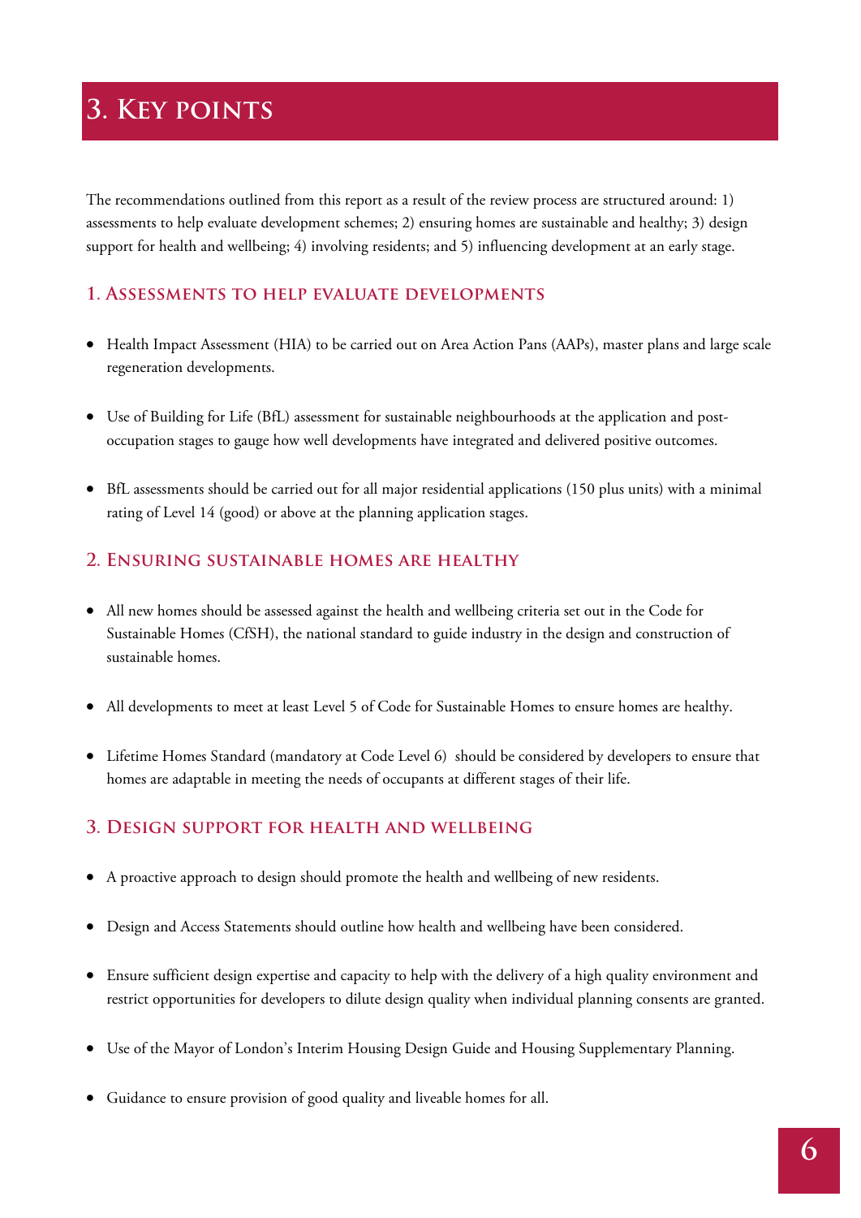# 3. Key points

The recommendations outlined from this report as a result of the review process are structured around: 1) assessments to help evaluate development schemes; 2) ensuring homes are sustainable and healthy; 3) design support for health and wellbeing; 4) involving residents; and 5) influencing development at an early stage.

## 1. Assessments to help evaluate developments

- Health Impact Assessment (HIA) to be carried out on Area Action Pans (AAPs), master plans and large scale regeneration developments.
- Use of Building for Life (BfL) assessment for sustainable neighbourhoods at the application and post-occupation stages to gauge how well developments have integrated and delivered positive outcomes.
- BfL assessments should be carried out for all major residential applications (150 plus units) with a minimal rating of Level 14 (good) or above at the planning application stages.

## 2. Ensuring sustainable homes are healthy

- All new homes should be assessed against the health and wellbeing criteria set out in the Code for Sustainable Homes (CfSH), the national standard to guide industry in the design and construction of sustainable homes.
- All developments to meet at least Level 5 of Code for Sustainable Homes to ensure homes are healthy.
- Lifetime Homes Standard (mandatory at Code Level 6) should be considered by developers to ensure that homes are adaptable in meeting the needs of occupants at different stages of their life.

## 3. Design support for health and wellbeing

- A proactive approach to design should promote the health and wellbeing of new residents.
- Design and Access Statements should outline how health and wellbeing have been considered.
- Ensure sufficient design expertise and capacity to help with the delivery of a high quality environment and restrict opportunities for developers to dilute design quality when individual planning consents are granted.
- Use of the Mayor of London's Interim Housing Design Guide and Housing Supplementary Planning.
- Guidance to ensure provision of good quality and liveable homes for all.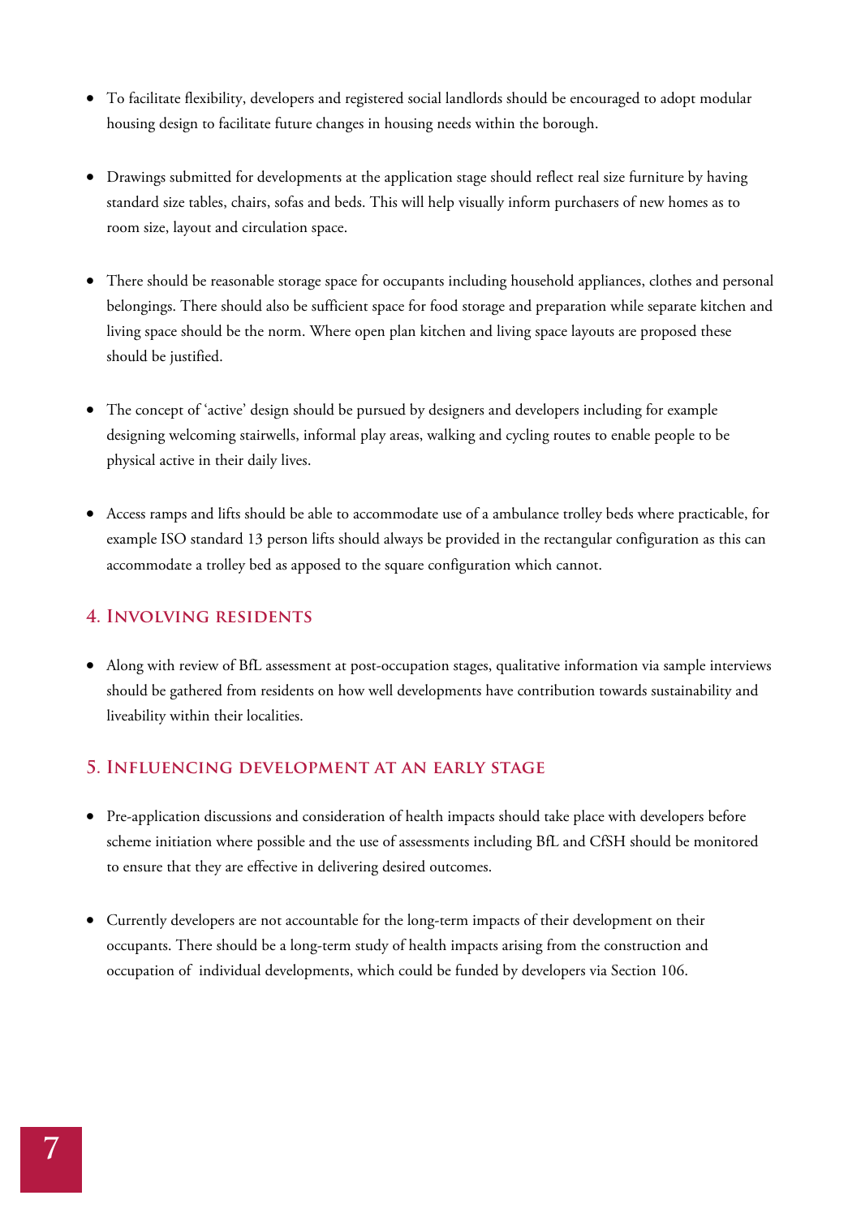- To facilitate flexibility, developers and registered social landlords should be encouraged to adopt modular housing design to facilitate future changes in housing needs within the borough.

- Drawings submitted for developments at the application stage should reflect real size furniture by having standard size tables, chairs, sofas and beds. This will help visually inform purchasers of new homes as to room size, layout and circulation space.

- There should be reasonable storage space for occupants including household appliances, clothes and personal belongings. There should also be sufficient space for food storage and preparation while separate kitchen and living space should be the norm. Where open plan kitchen and living space layouts are proposed these should be justified.

- The concept of 'active' design should be pursued by designers and developers including for example designing welcoming stairwells, informal play areas, walking and cycling routes to enable people to be physical active in their daily lives.

- Access ramps and lifts should be able to accommodate use of a ambulance trolley beds where practicable, for example ISO standard 13 person lifts should always be provided in the rectangular configuration as this can accommodate a trolley bed as apposed to the square configuration which cannot.

## 4. Involving residents

- Along with review of BfL assessment at post-occupation stages, qualitative information via sample interviews should be gathered from residents on how well developments have contribution towards sustainability and liveability within their localities.

## 5. Influencing development at an early stage

- Pre-application discussions and consideration of health impacts should take place with developers before scheme initiation where possible and the use of assessments including BfL and CfSH should be monitored to ensure that they are effective in delivering desired outcomes.

- Currently developers are not accountable for the long-term impacts of their development on their occupants. There should be a long-term study of health impacts arising from the construction and occupation of individual developments, which could be funded by developers via Section 106.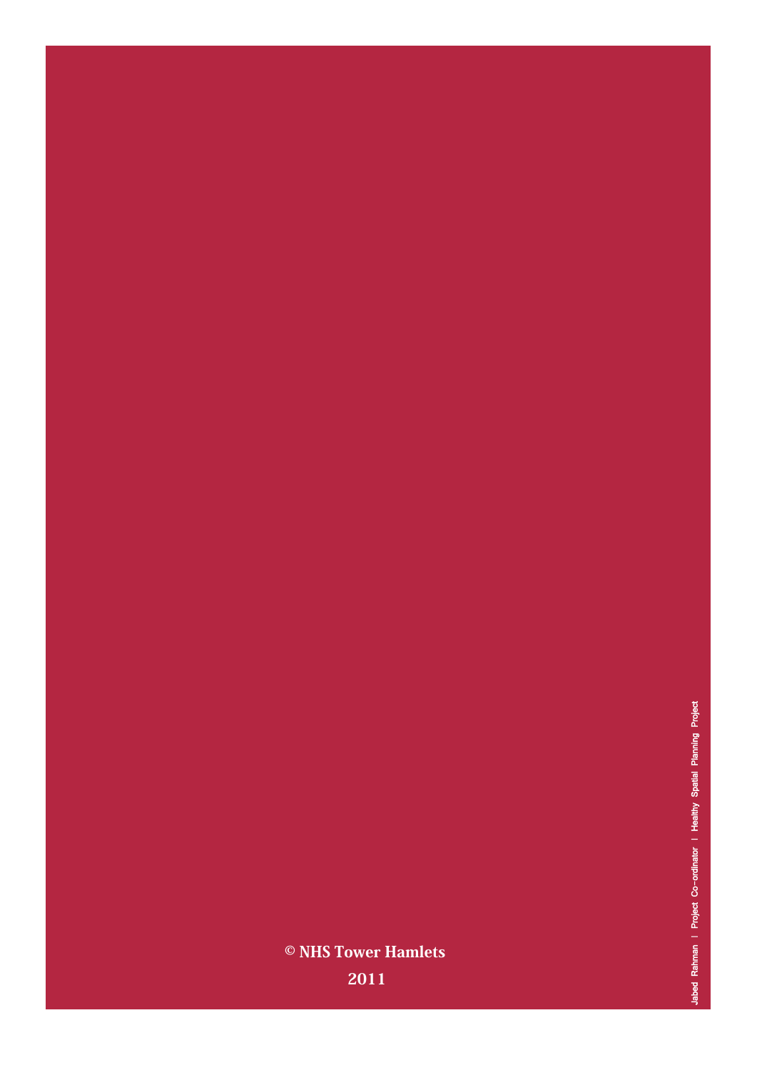© NHS Tower Hamlets

2011